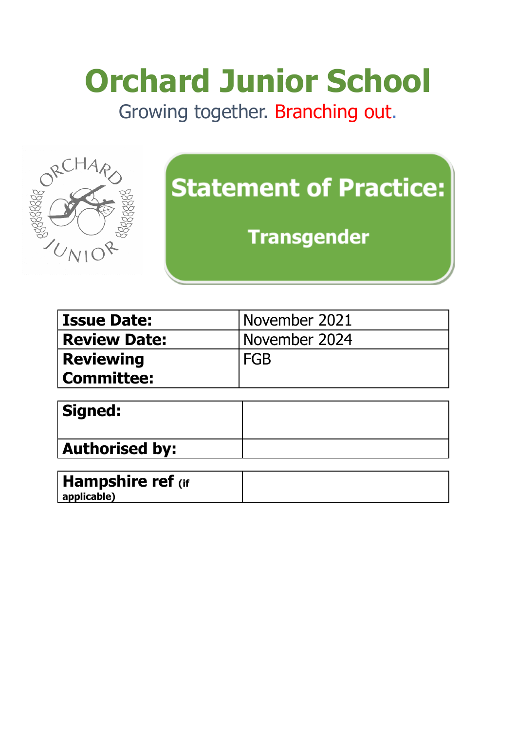# Orchard Junior School

Growing together. Branching out.

## Statement of Practice:

### Transgender

| Issue Date: | November 2021 |
|---|---|
| Review Date: | November 2024 |
| Reviewing Committee: | FGB |

| Signed: | |
|---|---|
| Authorised by: | |

| Hampshire ref (if applicable) | |
|---|---|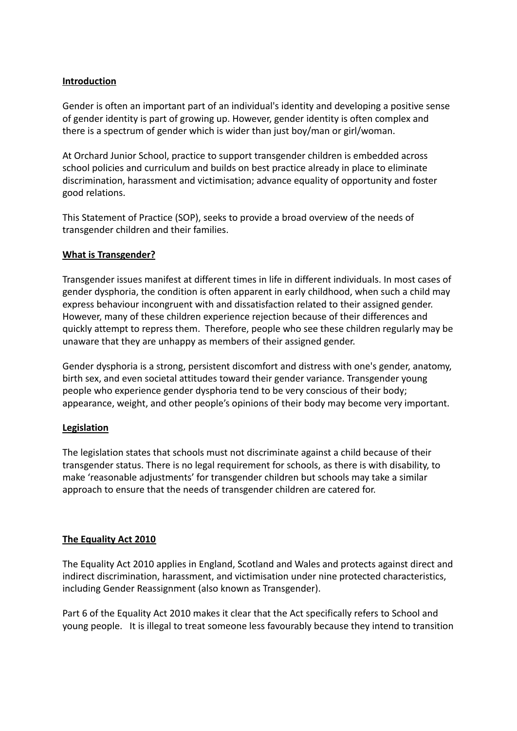**Introduction**

Gender is often an important part of an individual's identity and developing a positive sense of gender identity is part of growing up. However, gender identity is often complex and there is a spectrum of gender which is wider than just boy/man or girl/woman.

At Orchard Junior School, practice to support transgender children is embedded across school policies and curriculum and builds on best practice already in place to eliminate discrimination, harassment and victimisation; advance equality of opportunity and foster good relations.

This Statement of Practice (SOP), seeks to provide a broad overview of the needs of transgender children and their families.

**What is Transgender?**

Transgender issues manifest at different times in life in different individuals. In most cases of gender dysphoria, the condition is often apparent in early childhood, when such a child may express behaviour incongruent with and dissatisfaction related to their assigned gender. However, many of these children experience rejection because of their differences and quickly attempt to repress them. Therefore, people who see these children regularly may be unaware that they are unhappy as members of their assigned gender.

Gender dysphoria is a strong, persistent discomfort and distress with one's gender, anatomy, birth sex, and even societal attitudes toward their gender variance. Transgender young people who experience gender dysphoria tend to be very conscious of their body; appearance, weight, and other people's opinions of their body may become very important.

**Legislation**

The legislation states that schools must not discriminate against a child because of their transgender status. There is no legal requirement for schools, as there is with disability, to make 'reasonable adjustments' for transgender children but schools may take a similar approach to ensure that the needs of transgender children are catered for.

**The Equality Act 2010**

The Equality Act 2010 applies in England, Scotland and Wales and protects against direct and indirect discrimination, harassment, and victimisation under nine protected characteristics, including Gender Reassignment (also known as Transgender).

Part 6 of the Equality Act 2010 makes it clear that the Act specifically refers to School and young people. It is illegal to treat someone less favourably because they intend to transition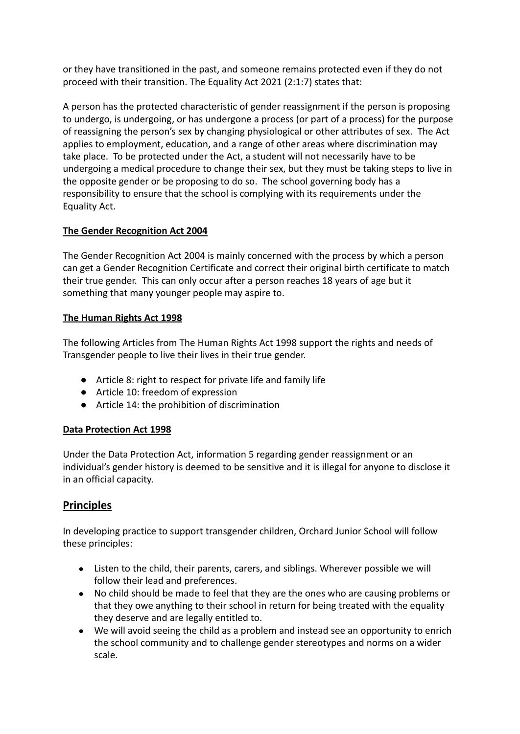or they have transitioned in the past, and someone remains protected even if they do not proceed with their transition. The Equality Act 2021 (2:1:7) states that:

A person has the protected characteristic of gender reassignment if the person is proposing to undergo, is undergoing, or has undergone a process (or part of a process) for the purpose of reassigning the person's sex by changing physiological or other attributes of sex. The Act applies to employment, education, and a range of other areas where discrimination may take place. To be protected under the Act, a student will not necessarily have to be undergoing a medical procedure to change their sex, but they must be taking steps to live in the opposite gender or be proposing to do so. The school governing body has a responsibility to ensure that the school is complying with its requirements under the Equality Act.

**The Gender Recognition Act 2004**

The Gender Recognition Act 2004 is mainly concerned with the process by which a person can get a Gender Recognition Certificate and correct their original birth certificate to match their true gender. This can only occur after a person reaches 18 years of age but it something that many younger people may aspire to.

**The Human Rights Act 1998**

The following Articles from The Human Rights Act 1998 support the rights and needs of Transgender people to live their lives in their true gender.

- Article 8: right to respect for private life and family life
- Article 10: freedom of expression
- Article 14: the prohibition of discrimination

**Data Protection Act 1998**

Under the Data Protection Act, information 5 regarding gender reassignment or an individual's gender history is deemed to be sensitive and it is illegal for anyone to disclose it in an official capacity.

## Principles

In developing practice to support transgender children, Orchard Junior School will follow these principles:

- Listen to the child, their parents, carers, and siblings. Wherever possible we will follow their lead and preferences.
- No child should be made to feel that they are the ones who are causing problems or that they owe anything to their school in return for being treated with the equality they deserve and are legally entitled to.
- We will avoid seeing the child as a problem and instead see an opportunity to enrich the school community and to challenge gender stereotypes and norms on a wider scale.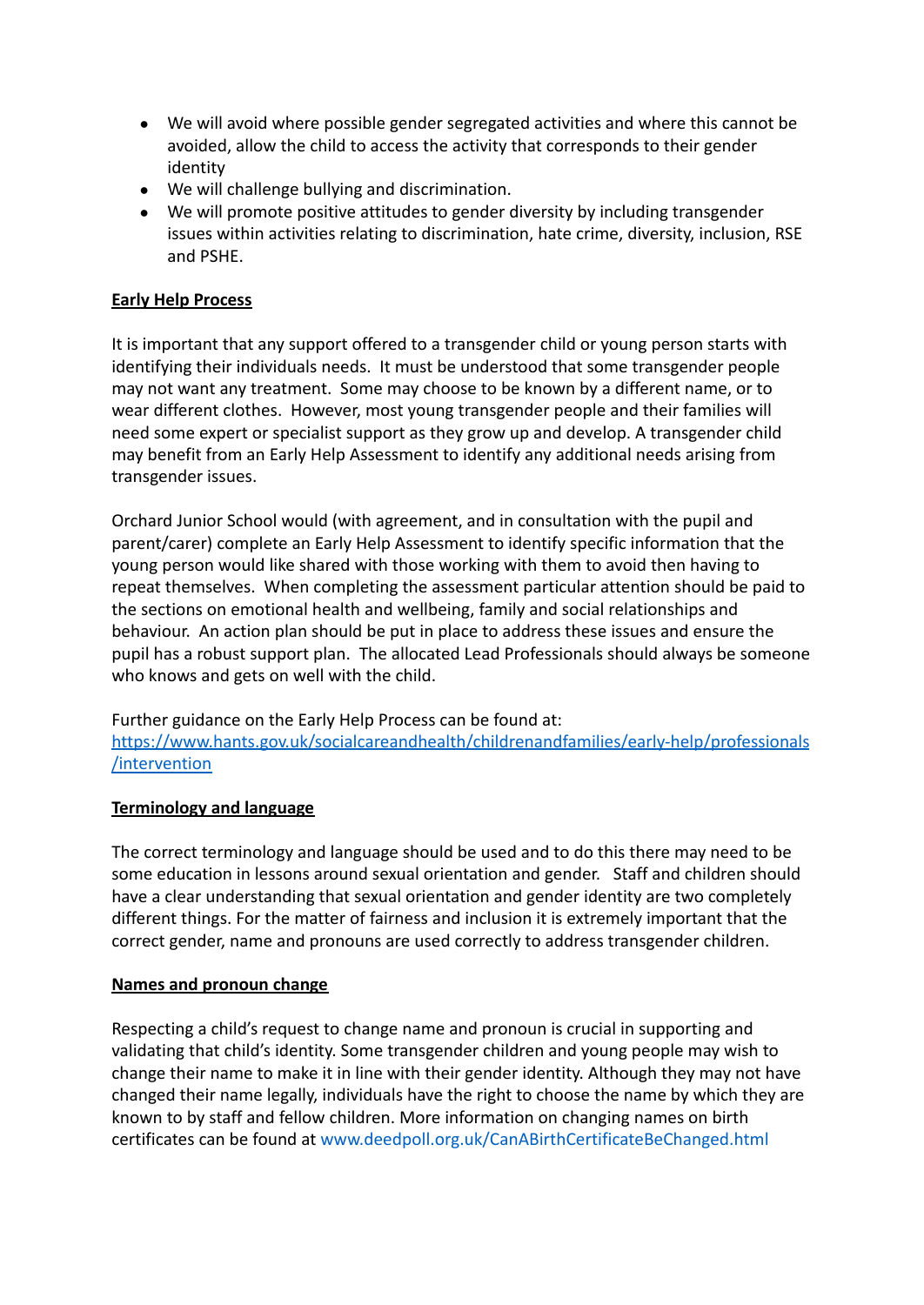- We will avoid where possible gender segregated activities and where this cannot be avoided, allow the child to access the activity that corresponds to their gender identity
- We will challenge bullying and discrimination.
- We will promote positive attitudes to gender diversity by including transgender issues within activities relating to discrimination, hate crime, diversity, inclusion, RSE and PSHE.

**Early Help Process**

It is important that any support offered to a transgender child or young person starts with identifying their individuals needs. It must be understood that some transgender people may not want any treatment. Some may choose to be known by a different name, or to wear different clothes. However, most young transgender people and their families will need some expert or specialist support as they grow up and develop. A transgender child may benefit from an Early Help Assessment to identify any additional needs arising from transgender issues.

Orchard Junior School would (with agreement, and in consultation with the pupil and parent/carer) complete an Early Help Assessment to identify specific information that the young person would like shared with those working with them to avoid then having to repeat themselves. When completing the assessment particular attention should be paid to the sections on emotional health and wellbeing, family and social relationships and behaviour. An action plan should be put in place to address these issues and ensure the pupil has a robust support plan. The allocated Lead Professionals should always be someone who knows and gets on well with the child.

Further guidance on the Early Help Process can be found at:
[https://www.hants.gov.uk/socialcareandhealth/childrenandfamilies/early-help/professionals/intervention](https://www.hants.gov.uk/socialcareandhealth/childrenandfamilies/early-help/professionals/intervention)

**Terminology and language**

The correct terminology and language should be used and to do this there may need to be some education in lessons around sexual orientation and gender. Staff and children should have a clear understanding that sexual orientation and gender identity are two completely different things. For the matter of fairness and inclusion it is extremely important that the correct gender, name and pronouns are used correctly to address transgender children.

**Names and pronoun change**

Respecting a child's request to change name and pronoun is crucial in supporting and validating that child's identity. Some transgender children and young people may wish to change their name to make it in line with their gender identity. Although they may not have changed their name legally, individuals have the right to choose the name by which they are known to by staff and fellow children. More information on changing names on birth certificates can be found at www.deedpoll.org.uk/CanABirthCertificateBeChanged.html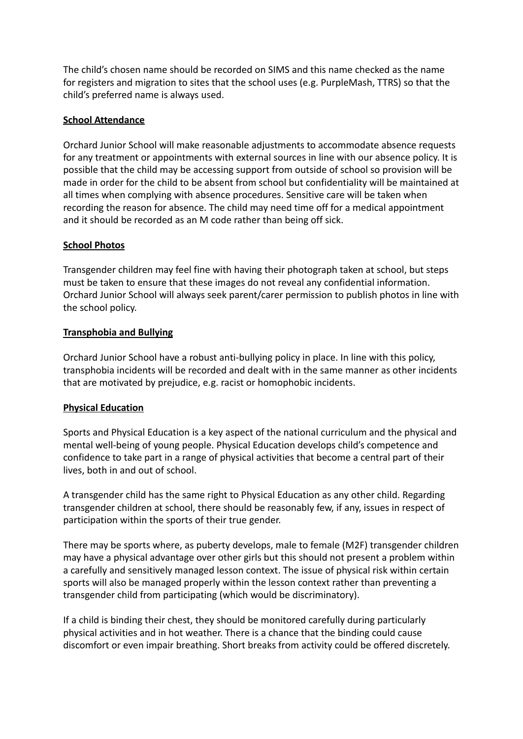The child's chosen name should be recorded on SIMS and this name checked as the name for registers and migration to sites that the school uses (e.g. PurpleMash, TTRS) so that the child's preferred name is always used.

**School Attendance**

Orchard Junior School will make reasonable adjustments to accommodate absence requests for any treatment or appointments with external sources in line with our absence policy. It is possible that the child may be accessing support from outside of school so provision will be made in order for the child to be absent from school but confidentiality will be maintained at all times when complying with absence procedures. Sensitive care will be taken when recording the reason for absence. The child may need time off for a medical appointment and it should be recorded as an M code rather than being off sick.

**School Photos**

Transgender children may feel fine with having their photograph taken at school, but steps must be taken to ensure that these images do not reveal any confidential information. Orchard Junior School will always seek parent/carer permission to publish photos in line with the school policy.

**Transphobia and Bullying**

Orchard Junior School have a robust anti-bullying policy in place. In line with this policy, transphobia incidents will be recorded and dealt with in the same manner as other incidents that are motivated by prejudice, e.g. racist or homophobic incidents.

**Physical Education**

Sports and Physical Education is a key aspect of the national curriculum and the physical and mental well-being of young people. Physical Education develops child's competence and confidence to take part in a range of physical activities that become a central part of their lives, both in and out of school.

A transgender child has the same right to Physical Education as any other child. Regarding transgender children at school, there should be reasonably few, if any, issues in respect of participation within the sports of their true gender.

There may be sports where, as puberty develops, male to female (M2F) transgender children may have a physical advantage over other girls but this should not present a problem within a carefully and sensitively managed lesson context. The issue of physical risk within certain sports will also be managed properly within the lesson context rather than preventing a transgender child from participating (which would be discriminatory).

If a child is binding their chest, they should be monitored carefully during particularly physical activities and in hot weather. There is a chance that the binding could cause discomfort or even impair breathing. Short breaks from activity could be offered discretely.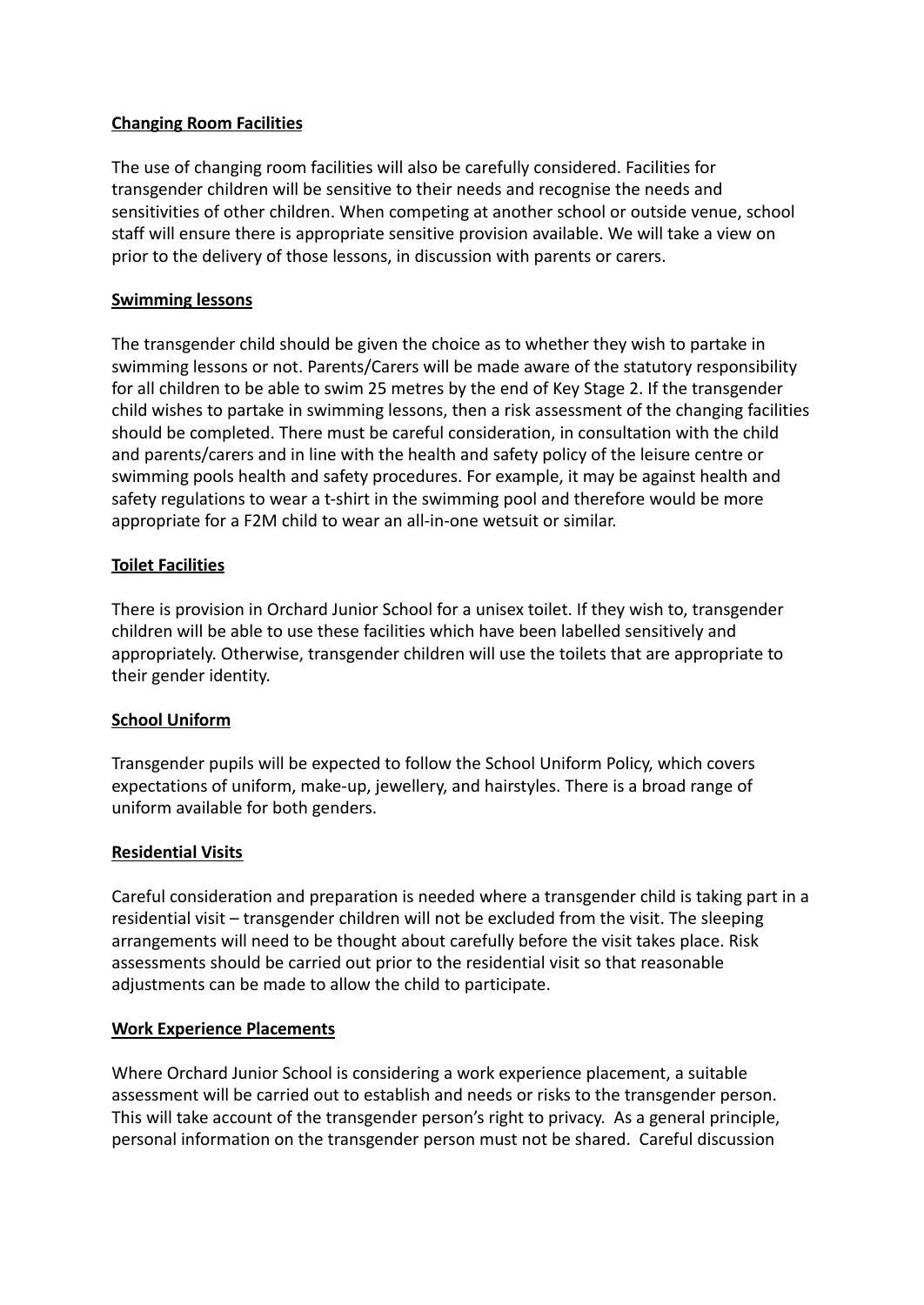**Changing Room Facilities**

The use of changing room facilities will also be carefully considered. Facilities for transgender children will be sensitive to their needs and recognise the needs and sensitivities of other children. When competing at another school or outside venue, school staff will ensure there is appropriate sensitive provision available. We will take a view on prior to the delivery of those lessons, in discussion with parents or carers.

**Swimming lessons**

The transgender child should be given the choice as to whether they wish to partake in swimming lessons or not. Parents/Carers will be made aware of the statutory responsibility for all children to be able to swim 25 metres by the end of Key Stage 2. If the transgender child wishes to partake in swimming lessons, then a risk assessment of the changing facilities should be completed. There must be careful consideration, in consultation with the child and parents/carers and in line with the health and safety policy of the leisure centre or swimming pools health and safety procedures. For example, it may be against health and safety regulations to wear a t-shirt in the swimming pool and therefore would be more appropriate for a F2M child to wear an all-in-one wetsuit or similar.

**Toilet Facilities**

There is provision in Orchard Junior School for a unisex toilet. If they wish to, transgender children will be able to use these facilities which have been labelled sensitively and appropriately. Otherwise, transgender children will use the toilets that are appropriate to their gender identity.

**School Uniform**

Transgender pupils will be expected to follow the School Uniform Policy, which covers expectations of uniform, make-up, jewellery, and hairstyles. There is a broad range of uniform available for both genders.

**Residential Visits**

Careful consideration and preparation is needed where a transgender child is taking part in a residential visit – transgender children will not be excluded from the visit. The sleeping arrangements will need to be thought about carefully before the visit takes place. Risk assessments should be carried out prior to the residential visit so that reasonable adjustments can be made to allow the child to participate.

**Work Experience Placements**

Where Orchard Junior School is considering a work experience placement, a suitable assessment will be carried out to establish and needs or risks to the transgender person. This will take account of the transgender person's right to privacy. As a general principle, personal information on the transgender person must not be shared. Careful discussion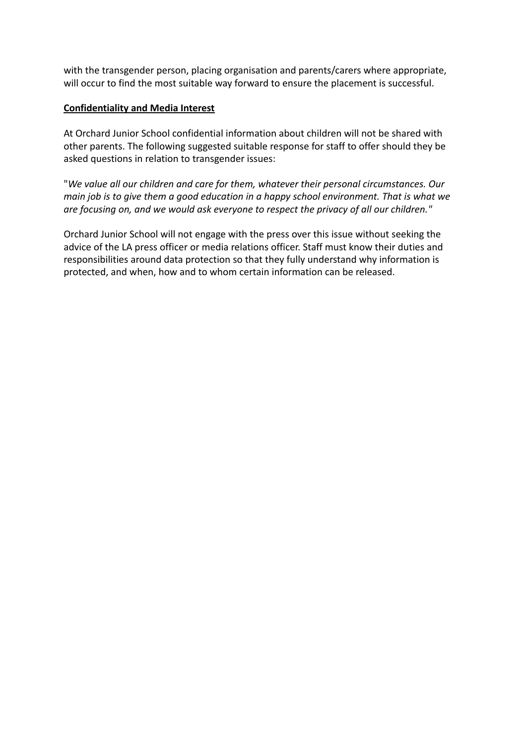with the transgender person, placing organisation and parents/carers where appropriate, will occur to find the most suitable way forward to ensure the placement is successful.

**Confidentiality and Media Interest**

At Orchard Junior School confidential information about children will not be shared with other parents. The following suggested suitable response for staff to offer should they be asked questions in relation to transgender issues:

"*We value all our children and care for them, whatever their personal circumstances. Our main job is to give them a good education in a happy school environment. That is what we are focusing on, and we would ask everyone to respect the privacy of all our children.*"

Orchard Junior School will not engage with the press over this issue without seeking the advice of the LA press officer or media relations officer. Staff must know their duties and responsibilities around data protection so that they fully understand why information is protected, and when, how and to whom certain information can be released.